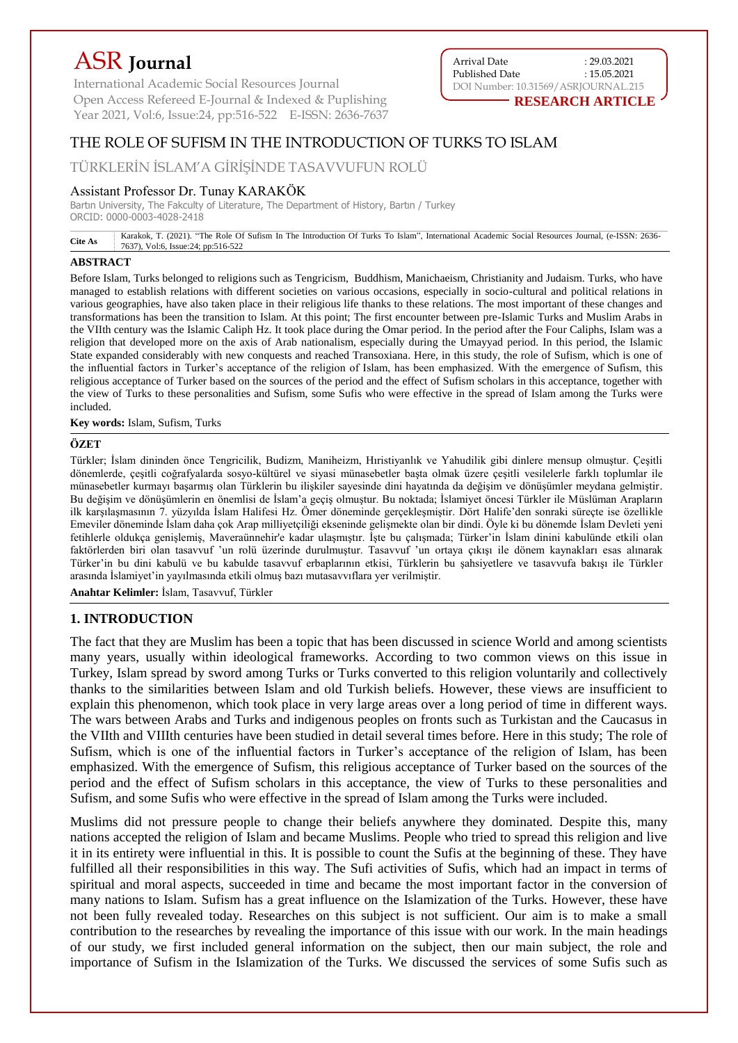# ASR Journal

International Academic Social Resources Journal
Open Access Refereed E-Journal & Indexed & Puplishing
Year 2021, Vol:6, Issue:24, pp:516-522 E-ISSN: 2636-7637

Arrival Date : 29.03.2021
Published Date : 15.05.2021
DOI Number: 10.31569/ASRJOURNAL.215

**RESEARCH ARTICLE**

# THE ROLE OF SUFISM IN THE INTRODUCTION OF TURKS TO ISLAM

## TÜRKLERİN İSLAM'A GİRİŞİNDE TASAVVUFUN ROLÜ

Assistant Professor Dr. Tunay KARAKÖK

Bartın University, The Fakculty of Literature, The Department of History, Bartın / Turkey
ORCID: 0000-0003-4028-2418

**Cite As** Karakok, T. (2021). "The Role Of Sufism In The Introduction Of Turks To Islam", International Academic Social Resources Journal, (e-ISSN: 2636-7637), Vol:6, Issue:24; pp:516-522

**ABSTRACT**

Before Islam, Turks belonged to religions such as Tengricism, Buddhism, Manichaeism, Christianity and Judaism. Turks, who have managed to establish relations with different societies on various occasions, especially in socio-cultural and political relations in various geographies, have also taken place in their religious life thanks to these relations. The most important of these changes and transformations has been the transition to Islam. At this point; The first encounter between pre-Islamic Turks and Muslim Arabs in the VIIth century was the Islamic Caliph Hz. It took place during the Omar period. In the period after the Four Caliphs, Islam was a religion that developed more on the axis of Arab nationalism, especially during the Umayyad period. In this period, the Islamic State expanded considerably with new conquests and reached Transoxiana. Here, in this study, the role of Sufism, which is one of the influential factors in Turker's acceptance of the religion of Islam, has been emphasized. With the emergence of Sufism, this religious acceptance of Turker based on the sources of the period and the effect of Sufism scholars in this acceptance, together with the view of Turks to these personalities and Sufism, some Sufis who were effective in the spread of Islam among the Turks were included.

**Key words:** Islam, Sufism, Turks

**ÖZET**

Türkler; İslam dininden önce Tengricilik, Budizm, Maniheizm, Hıristiyanlık ve Yahudilik gibi dinlere mensup olmuştur. Çeşitli dönemlerde, çeşitli coğrafyalarda sosyo-kültürel ve siyasi münasebetler başta olmak üzere çeşitli vesilelerle farklı toplumlar ile münasebetler kurmayı başarmış olan Türklerin bu ilişkiler sayesinde dini hayatında da değişim ve dönüşümler meydana gelmiştir. Bu değişim ve dönüşümlerin en önemlisi de İslam'a geçiş olmuştur. Bu noktada; İslamiyet öncesi Türkler ile Müslüman Arapların ilk karşılaşmasının 7. yüzyılda İslam Halifesi Hz. Ömer döneminde gerçekleşmiştir. Dört Halife'den sonraki süreçte ise özellikle Emeviler döneminde İslam daha çok Arap milliyetçiliği ekseninde gelişmekte olan bir dindi. Öyle ki bu dönemde İslam Devleti yeni fetihlerle oldukça genişlemiş, Maveraünnehir'e kadar ulaşmıştır. İşte bu çalışmada; Türker'in İslam dinini kabulünde etkili olan faktörlerden biri olan tasavvuf 'un rolü üzerinde durulmuştur. Tasavvuf 'un ortaya çıkışı ile dönem kaynakları esas alınarak Türker'in bu dini kabulü ve bu kabulde tasavvuf erbaplarının etkisi, Türklerin bu şahsiyetlere ve tasavvufa bakışı ile Türkler arasında İslamiyet'in yayılmasında etkili olmuş bazı mutasavvıflara yer verilmiştir.

**Anahtar Kelimler:** İslam, Tasavvuf, Türkler

## 1. INTRODUCTION

The fact that they are Muslim has been a topic that has been discussed in science World and among scientists many years, usually within ideological frameworks. According to two common views on this issue in Turkey, Islam spread by sword among Turks or Turks converted to this religion voluntarily and collectively thanks to the similarities between Islam and old Turkish beliefs. However, these views are insufficient to explain this phenomenon, which took place in very large areas over a long period of time in different ways. The wars between Arabs and Turks and indigenous peoples on fronts such as Turkistan and the Caucasus in the VIIth and VIIIth centuries have been studied in detail several times before. Here in this study; The role of Sufism, which is one of the influential factors in Turker's acceptance of the religion of Islam, has been emphasized. With the emergence of Sufism, this religious acceptance of Turker based on the sources of the period and the effect of Sufism scholars in this acceptance, the view of Turks to these personalities and Sufism, and some Sufis who were effective in the spread of Islam among the Turks were included.

Muslims did not pressure people to change their beliefs anywhere they dominated. Despite this, many nations accepted the religion of Islam and became Muslims. People who tried to spread this religion and live it in its entirety were influential in this. It is possible to count the Sufis at the beginning of these. They have fulfilled all their responsibilities in this way. The Sufi activities of Sufis, which had an impact in terms of spiritual and moral aspects, succeeded in time and became the most important factor in the conversion of many nations to Islam. Sufism has a great influence on the Islamization of the Turks. However, these have not been fully revealed today. Researches on this subject is not sufficient. Our aim is to make a small contribution to the researches by revealing the importance of this issue with our work. In the main headings of our study, we first included general information on the subject, then our main subject, the role and importance of Sufism in the Islamization of the Turks. We discussed the services of some Sufis such as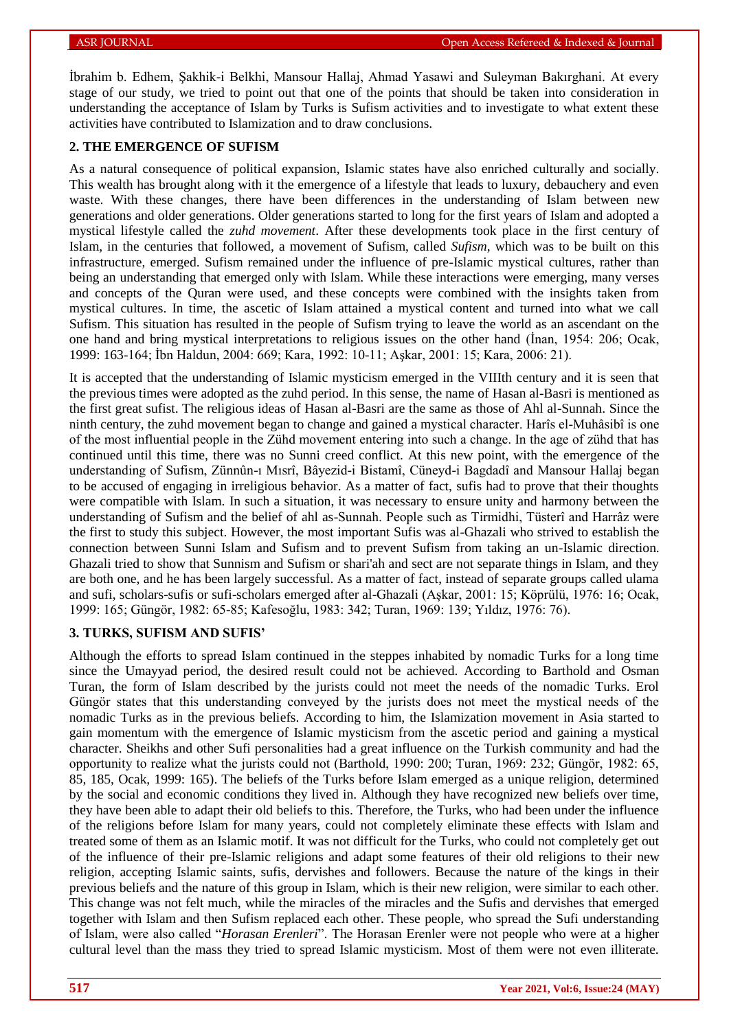İbrahim b. Edhem, Şakhik-i Belkhi, Mansour Hallaj, Ahmad Yasawi and Suleyman Bakırghani. At every stage of our study, we tried to point out that one of the points that should be taken into consideration in understanding the acceptance of Islam by Turks is Sufism activities and to investigate to what extent these activities have contributed to Islamization and to draw conclusions.

## 2. THE EMERGENCE OF SUFISM

As a natural consequence of political expansion, Islamic states have also enriched culturally and socially. This wealth has brought along with it the emergence of a lifestyle that leads to luxury, debauchery and even waste. With these changes, there have been differences in the understanding of Islam between new generations and older generations. Older generations started to long for the first years of Islam and adopted a mystical lifestyle called the *zuhd movement*. After these developments took place in the first century of Islam, in the centuries that followed, a movement of Sufism, called *Sufism*, which was to be built on this infrastructure, emerged. Sufism remained under the influence of pre-Islamic mystical cultures, rather than being an understanding that emerged only with Islam. While these interactions were emerging, many verses and concepts of the Quran were used, and these concepts were combined with the insights taken from mystical cultures. In time, the ascetic of Islam attained a mystical content and turned into what we call Sufism. This situation has resulted in the people of Sufism trying to leave the world as an ascendant on the one hand and bring mystical interpretations to religious issues on the other hand (İnan, 1954: 206; Ocak, 1999: 163-164; İbn Haldun, 2004: 669; Kara, 1992: 10-11; Aşkar, 2001: 15; Kara, 2006: 21).

It is accepted that the understanding of Islamic mysticism emerged in the VIIIth century and it is seen that the previous times were adopted as the zuhd period. In this sense, the name of Hasan al-Basri is mentioned as the first great sufist. The religious ideas of Hasan al-Basri are the same as those of Ahl al-Sunnah. Since the ninth century, the zuhd movement began to change and gained a mystical character. Harîs el-Muhâsibî is one of the most influential people in the Zühd movement entering into such a change. In the age of zühd that has continued until this time, there was no Sunni creed conflict. At this new point, with the emergence of the understanding of Sufism, Zünnûn-ı Mısrî, Bâyezid-i Bistamî, Cüneyd-i Bagdadî and Mansour Hallaj began to be accused of engaging in irreligious behavior. As a matter of fact, sufis had to prove that their thoughts were compatible with Islam. In such a situation, it was necessary to ensure unity and harmony between the understanding of Sufism and the belief of ahl as-Sunnah. People such as Tirmidhi, Tüsterî and Harrâz were the first to study this subject. However, the most important Sufis was al-Ghazali who strived to establish the connection between Sunni Islam and Sufism and to prevent Sufism from taking an un-Islamic direction. Ghazali tried to show that Sunnism and Sufism or shari'ah and sect are not separate things in Islam, and they are both one, and he has been largely successful. As a matter of fact, instead of separate groups called ulama and sufi, scholars-sufis or sufi-scholars emerged after al-Ghazali (Aşkar, 2001: 15; Köprülü, 1976: 16; Ocak, 1999: 165; Güngör, 1982: 65-85; Kafesoğlu, 1983: 342; Turan, 1969: 139; Yıldız, 1976: 76).

## 3. TURKS, SUFISM AND SUFIS'

Although the efforts to spread Islam continued in the steppes inhabited by nomadic Turks for a long time since the Umayyad period, the desired result could not be achieved. According to Barthold and Osman Turan, the form of Islam described by the jurists could not meet the needs of the nomadic Turks. Erol Güngör states that this understanding conveyed by the jurists does not meet the mystical needs of the nomadic Turks as in the previous beliefs. According to him, the Islamization movement in Asia started to gain momentum with the emergence of Islamic mysticism from the ascetic period and gaining a mystical character. Sheikhs and other Sufi personalities had a great influence on the Turkish community and had the opportunity to realize what the jurists could not (Barthold, 1990: 200; Turan, 1969: 232; Güngör, 1982: 65, 85, 185, Ocak, 1999: 165). The beliefs of the Turks before Islam emerged as a unique religion, determined by the social and economic conditions they lived in. Although they have recognized new beliefs over time, they have been able to adapt their old beliefs to this. Therefore, the Turks, who had been under the influence of the religions before Islam for many years, could not completely eliminate these effects with Islam and treated some of them as an Islamic motif. It was not difficult for the Turks, who could not completely get out of the influence of their pre-Islamic religions and adapt some features of their old religions to their new religion, accepting Islamic saints, sufis, dervishes and followers. Because the nature of the kings in their previous beliefs and the nature of this group in Islam, which is their new religion, were similar to each other. This change was not felt much, while the miracles of the miracles and the Sufis and dervishes that emerged together with Islam and then Sufism replaced each other. These people, who spread the Sufi understanding of Islam, were also called "*Horasan Erenleri*". The Horasan Erenler were not people who were at a higher cultural level than the mass they tried to spread Islamic mysticism. Most of them were not even illiterate.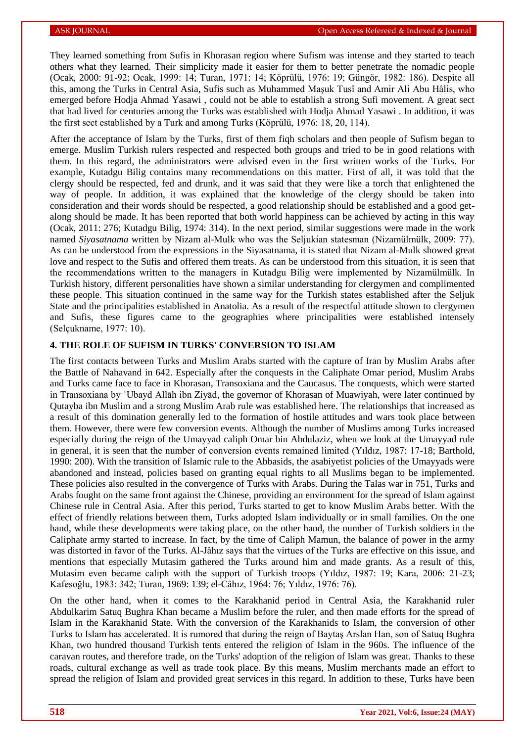They learned something from Sufis in Khorasan region where Sufism was intense and they started to teach others what they learned. Their simplicity made it easier for them to better penetrate the nomadic people (Ocak, 2000: 91-92; Ocak, 1999: 14; Turan, 1971: 14; Köprülü, 1976: 19; Güngör, 1982: 186). Despite all this, among the Turks in Central Asia, Sufis such as Muhammed Maşuk Tusî and Amir Ali Abu Hâlis, who emerged before Hodja Ahmad Yasawi , could not be able to establish a strong Sufi movement. A great sect that had lived for centuries among the Turks was established with Hodja Ahmad Yasawi . In addition, it was the first sect established by a Turk and among Turks (Köprülü, 1976: 18, 20, 114).

After the acceptance of Islam by the Turks, first of them fiqh scholars and then people of Sufism began to emerge. Muslim Turkish rulers respected and respected both groups and tried to be in good relations with them. In this regard, the administrators were advised even in the first written works of the Turks. For example, Kutadgu Bilig contains many recommendations on this matter. First of all, it was told that the clergy should be respected, fed and drunk, and it was said that they were like a torch that enlightened the way of people. In addition, it was explained that the knowledge of the clergy should be taken into consideration and their words should be respected, a good relationship should be established and a good get-along should be made. It has been reported that both world happiness can be achieved by acting in this way (Ocak, 2011: 276; Kutadgu Bilig, 1974: 314). In the next period, similar suggestions were made in the work named *Siyasatnama* written by Nizam al-Mulk who was the Seljukian statesman (Nizamülmülk, 2009: 77). As can be understood from the expressions in the Siyasatnama, it is stated that Nizam al-Mulk showed great love and respect to the Sufis and offered them treats. As can be understood from this situation, it is seen that the recommendations written to the managers in Kutadgu Bilig were implemented by Nizamülmülk. In Turkish history, different personalities have shown a similar understanding for clergymen and complimented these people. This situation continued in the same way for the Turkish states established after the Seljuk State and the principalities established in Anatolia. As a result of the respectful attitude shown to clergymen and Sufis, these figures came to the geographies where principalities were established intensely (Selçukname, 1977: 10).

## 4. THE ROLE OF SUFISM IN TURKS' CONVERSION TO ISLAM

The first contacts between Turks and Muslim Arabs started with the capture of Iran by Muslim Arabs after the Battle of Nahavand in 642. Especially after the conquests in the Caliphate Omar period, Muslim Arabs and Turks came face to face in Khorasan, Transoxiana and the Caucasus. The conquests, which were started in Transoxiana by ʿUbayd Allāh ibn Ziyād, the governor of Khorasan of Muawiyah, were later continued by Qutayba ibn Muslim and a strong Muslim Arab rule was established here. The relationships that increased as a result of this domination generally led to the formation of hostile attitudes and wars took place between them. However, there were few conversion events. Although the number of Muslims among Turks increased especially during the reign of the Umayyad caliph Omar bin Abdulaziz, when we look at the Umayyad rule in general, it is seen that the number of conversion events remained limited (Yıldız, 1987: 17-18; Barthold, 1990: 200). With the transition of Islamic rule to the Abbasids, the asabiyetist policies of the Umayyads were abandoned and instead, policies based on granting equal rights to all Muslims began to be implemented. These policies also resulted in the convergence of Turks with Arabs. During the Talas war in 751, Turks and Arabs fought on the same front against the Chinese, providing an environment for the spread of Islam against Chinese rule in Central Asia. After this period, Turks started to get to know Muslim Arabs better. With the effect of friendly relations between them, Turks adopted Islam individually or in small families. On the one hand, while these developments were taking place, on the other hand, the number of Turkish soldiers in the Caliphate army started to increase. In fact, by the time of Caliph Mamun, the balance of power in the army was distorted in favor of the Turks. Al-Jâhız says that the virtues of the Turks are effective on this issue, and mentions that especially Mutasim gathered the Turks around him and made grants. As a result of this, Mutasim even became caliph with the support of Turkish troops (Yıldız, 1987: 19; Kara, 2006: 21-23; Kafesoğlu, 1983: 342; Turan, 1969: 139; el-Câhız, 1964: 76; Yıldız, 1976: 76).

On the other hand, when it comes to the Karakhanid period in Central Asia, the Karakhanid ruler Abdulkarim Satuq Bughra Khan became a Muslim before the ruler, and then made efforts for the spread of Islam in the Karakhanid State. With the conversion of the Karakhanids to Islam, the conversion of other Turks to Islam has accelerated. It is rumored that during the reign of Baytaş Arslan Han, son of Satuq Bughra Khan, two hundred thousand Turkish tents entered the religion of Islam in the 960s. The influence of the caravan routes, and therefore trade, on the Turks' adoption of the religion of Islam was great. Thanks to these roads, cultural exchange as well as trade took place. By this means, Muslim merchants made an effort to spread the religion of Islam and provided great services in this regard. In addition to these, Turks have been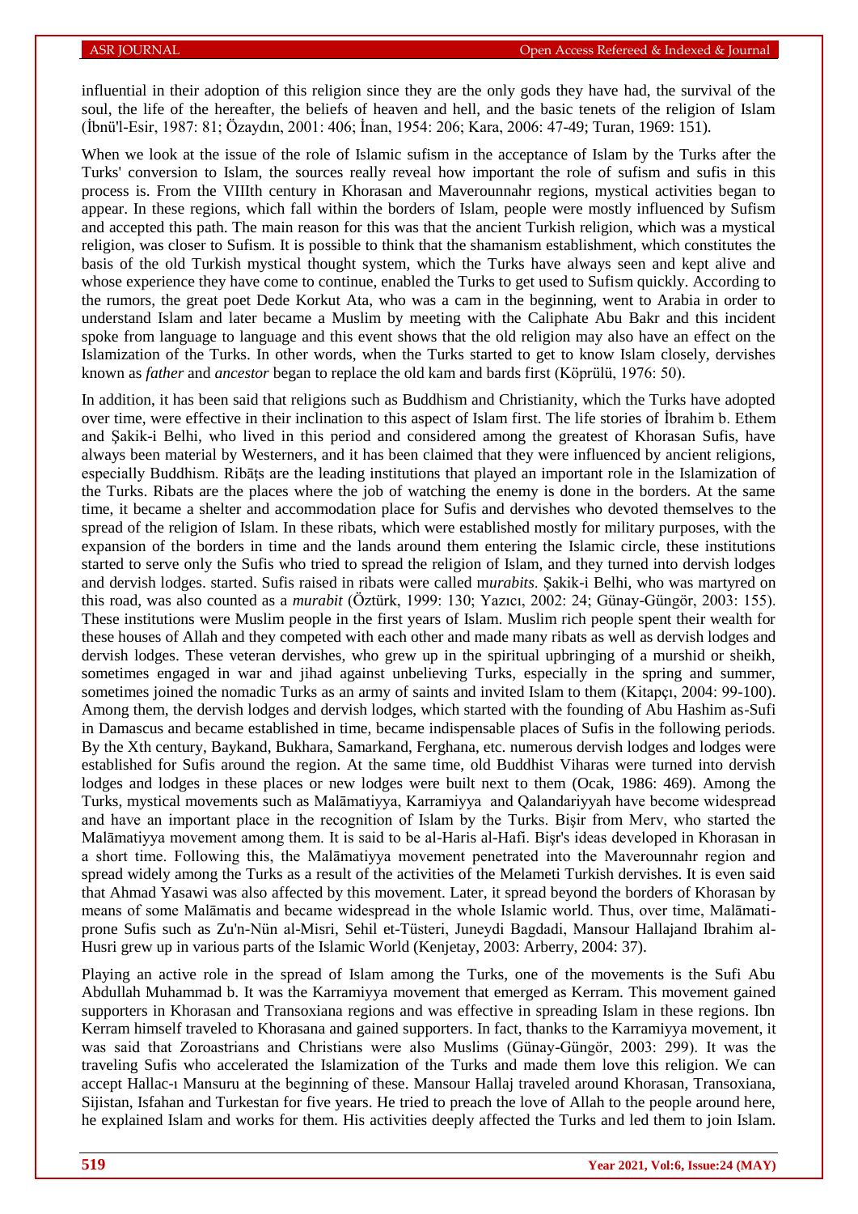influential in their adoption of this religion since they are the only gods they have had, the survival of the soul, the life of the hereafter, the beliefs of heaven and hell, and the basic tenets of the religion of Islam (İbnü'l-Esir, 1987: 81; Özaydın, 2001: 406; İnan, 1954: 206; Kara, 2006: 47-49; Turan, 1969: 151).

When we look at the issue of the role of Islamic sufism in the acceptance of Islam by the Turks after the Turks' conversion to Islam, the sources really reveal how important the role of sufism and sufis in this process is. From the VIIIth century in Khorasan and Maverounnahr regions, mystical activities began to appear. In these regions, which fall within the borders of Islam, people were mostly influenced by Sufism and accepted this path. The main reason for this was that the ancient Turkish religion, which was a mystical religion, was closer to Sufism. It is possible to think that the shamanism establishment, which constitutes the basis of the old Turkish mystical thought system, which the Turks have always seen and kept alive and whose experience they have come to continue, enabled the Turks to get used to Sufism quickly. According to the rumors, the great poet Dede Korkut Ata, who was a cam in the beginning, went to Arabia in order to understand Islam and later became a Muslim by meeting with the Caliphate Abu Bakr and this incident spoke from language to language and this event shows that the old religion may also have an effect on the Islamization of the Turks. In other words, when the Turks started to get to know Islam closely, dervishes known as *father* and *ancestor* began to replace the old kam and bards first (Köprülü, 1976: 50).

In addition, it has been said that religions such as Buddhism and Christianity, which the Turks have adopted over time, were effective in their inclination to this aspect of Islam first. The life stories of İbrahim b. Ethem and Şakik-i Belhi, who lived in this period and considered among the greatest of Khorasan Sufis, have always been material by Westerners, and it has been claimed that they were influenced by ancient religions, especially Buddhism. Ribāṭs are the leading institutions that played an important role in the Islamization of the Turks. Ribats are the places where the job of watching the enemy is done in the borders. At the same time, it became a shelter and accommodation place for Sufis and dervishes who devoted themselves to the spread of the religion of Islam. In these ribats, which were established mostly for military purposes, with the expansion of the borders in time and the lands around them entering the Islamic circle, these institutions started to serve only the Sufis who tried to spread the religion of Islam, and they turned into dervish lodges and dervish lodges. started. Sufis raised in ribats were called m*urabits*. Şakik-i Belhi, who was martyred on this road, was also counted as a *murabit* (Öztürk, 1999: 130; Yazıcı, 2002: 24; Günay-Güngör, 2003: 155). These institutions were Muslim people in the first years of Islam. Muslim rich people spent their wealth for these houses of Allah and they competed with each other and made many ribats as well as dervish lodges and dervish lodges. These veteran dervishes, who grew up in the spiritual upbringing of a murshid or sheikh, sometimes engaged in war and jihad against unbelieving Turks, especially in the spring and summer, sometimes joined the nomadic Turks as an army of saints and invited Islam to them (Kitapçı, 2004: 99-100). Among them, the dervish lodges and dervish lodges, which started with the founding of Abu Hashim as-Sufi in Damascus and became established in time, became indispensable places of Sufis in the following periods. By the Xth century, Baykand, Bukhara, Samarkand, Ferghana, etc. numerous dervish lodges and lodges were established for Sufis around the region. At the same time, old Buddhist Viharas were turned into dervish lodges and lodges in these places or new lodges were built next to them (Ocak, 1986: 469). Among the Turks, mystical movements such as Malāmatiyya, Karramiyya and Qalandariyyah have become widespread and have an important place in the recognition of Islam by the Turks. Bişir from Merv, who started the Malāmatiyya movement among them. It is said to be al-Haris al-Hafi. Bişr's ideas developed in Khorasan in a short time. Following this, the Malāmatiyya movement penetrated into the Maverounnahr region and spread widely among the Turks as a result of the activities of the Melameti Turkish dervishes. It is even said that Ahmad Yasawi was also affected by this movement. Later, it spread beyond the borders of Khorasan by means of some Malāmatis and became widespread in the whole Islamic world. Thus, over time, Malāmati-prone Sufis such as Zu'n-Nün al-Misri, Sehil et-Tüsteri, Juneydi Bagdadi, Mansour Hallajand Ibrahim al-Husri grew up in various parts of the Islamic World (Kenjetay, 2003: Arberry, 2004: 37).

Playing an active role in the spread of Islam among the Turks, one of the movements is the Sufi Abu Abdullah Muhammad b. It was the Karramiyya movement that emerged as Kerram. This movement gained supporters in Khorasan and Transoxiana regions and was effective in spreading Islam in these regions. Ibn Kerram himself traveled to Khorasana and gained supporters. In fact, thanks to the Karramiyya movement, it was said that Zoroastrians and Christians were also Muslims (Günay-Güngör, 2003: 299). It was the traveling Sufis who accelerated the Islamization of the Turks and made them love this religion. We can accept Hallac-ı Mansuru at the beginning of these. Mansour Hallaj traveled around Khorasan, Transoxiana, Sijistan, Isfahan and Turkestan for five years. He tried to preach the love of Allah to the people around here, he explained Islam and works for them. His activities deeply affected the Turks and led them to join Islam.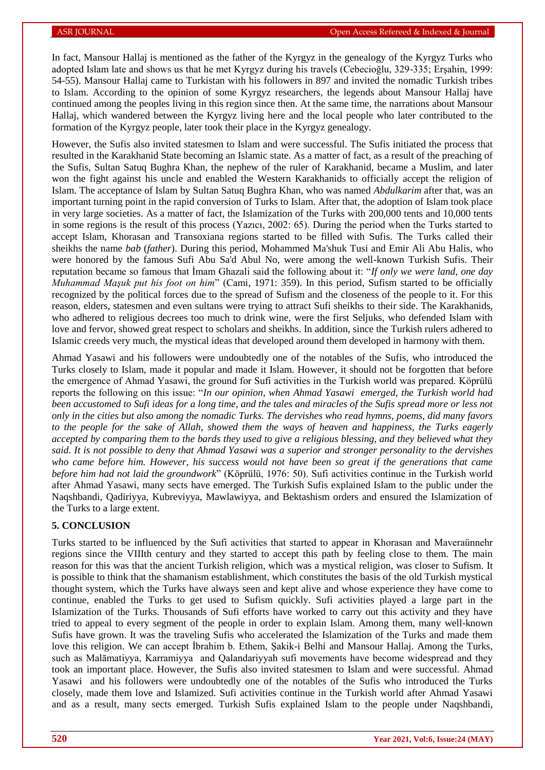In fact, Mansour Hallaj is mentioned as the father of the Kyrgyz in the genealogy of the Kyrgyz Turks who adopted Islam late and shows us that he met Kyrgyz during his travels (Cebecioğlu, 329-335; Erşahin, 1999: 54-55). Mansour Hallaj came to Turkistan with his followers in 897 and invited the nomadic Turkish tribes to Islam. According to the opinion of some Kyrgyz researchers, the legends about Mansour Hallaj have continued among the peoples living in this region since then. At the same time, the narrations about Mansour Hallaj, which wandered between the Kyrgyz living here and the local people who later contributed to the formation of the Kyrgyz people, later took their place in the Kyrgyz genealogy.

However, the Sufis also invited statesmen to Islam and were successful. The Sufis initiated the process that resulted in the Karakhanid State becoming an Islamic state. As a matter of fact, as a result of the preaching of the Sufis, Sultan Satuq Bughra Khan, the nephew of the ruler of Karakhanid, became a Muslim, and later won the fight against his uncle and enabled the Western Karakhanids to officially accept the religion of Islam. The acceptance of Islam by Sultan Satuq Bughra Khan, who was named *Abdulkarim* after that, was an important turning point in the rapid conversion of Turks to Islam. After that, the adoption of Islam took place in very large societies. As a matter of fact, the Islamization of the Turks with 200,000 tents and 10,000 tents in some regions is the result of this process (Yazıcı, 2002: 65). During the period when the Turks started to accept Islam, Khorasan and Transoxiana regions started to be filled with Sufis. The Turks called their sheikhs the name *bab* (*father*). During this period, Mohammed Ma'shuk Tusi and Emir Ali Abu Halis, who were honored by the famous Sufi Abu Sa'd Abul No, were among the well-known Turkish Sufis. Their reputation became so famous that İmam Ghazali said the following about it: "*If only we were land, one day Muhammad Maşuk put his foot on him*" (Cami, 1971: 359). In this period, Sufism started to be officially recognized by the political forces due to the spread of Sufism and the closeness of the people to it. For this reason, elders, statesmen and even sultans were trying to attract Sufi sheikhs to their side. The Karakhanids, who adhered to religious decrees too much to drink wine, were the first Seljuks, who defended Islam with love and fervor, showed great respect to scholars and sheikhs. In addition, since the Turkish rulers adhered to Islamic creeds very much, the mystical ideas that developed around them developed in harmony with them.

Ahmad Yasawi and his followers were undoubtedly one of the notables of the Sufis, who introduced the Turks closely to Islam, made it popular and made it Islam. However, it should not be forgotten that before the emergence of Ahmad Yasawi, the ground for Sufi activities in the Turkish world was prepared. Köprülü reports the following on this issue: "*In our opinion, when Ahmad Yasawi emerged, the Turkish world had been accustomed to Sufi ideas for a long time, and the tales and miracles of the Sufis spread more or less not only in the cities but also among the nomadic Turks. The dervishes who read hymns, poems, did many favors to the people for the sake of Allah, showed them the ways of heaven and happiness, the Turks eagerly accepted by comparing them to the bards they used to give a religious blessing, and they believed what they said. It is not possible to deny that Ahmad Yasawi was a superior and stronger personality to the dervishes who came before him. However, his success would not have been so great if the generations that came before him had not laid the groundwork*" (Köprülü, 1976: 50). Sufi activities continue in the Turkish world after Ahmad Yasawi, many sects have emerged. The Turkish Sufis explained Islam to the public under the Naqshbandi, Qadiriyya, Kubreviyya, Mawlawiyya, and Bektashism orders and ensured the Islamization of the Turks to a large extent.

## 5. CONCLUSION

Turks started to be influenced by the Sufi activities that started to appear in Khorasan and Maveraünnehr regions since the VIIIth century and they started to accept this path by feeling close to them. The main reason for this was that the ancient Turkish religion, which was a mystical religion, was closer to Sufism. It is possible to think that the shamanism establishment, which constitutes the basis of the old Turkish mystical thought system, which the Turks have always seen and kept alive and whose experience they have come to continue, enabled the Turks to get used to Sufism quickly. Sufi activities played a large part in the Islamization of the Turks. Thousands of Sufi efforts have worked to carry out this activity and they have tried to appeal to every segment of the people in order to explain Islam. Among them, many well-known Sufis have grown. It was the traveling Sufis who accelerated the Islamization of the Turks and made them love this religion. We can accept İbrahim b. Ethem, Şakik-i Belhi and Mansour Hallaj. Among the Turks, such as Malāmatiyya, Karramiyya and Qalandariyyah sufi movements have become widespread and they took an important place. However, the Sufis also invited statesmen to Islam and were successful. Ahmad Yasawi and his followers were undoubtedly one of the notables of the Sufis who introduced the Turks closely, made them love and Islamized. Sufi activities continue in the Turkish world after Ahmad Yasawi and as a result, many sects emerged. Turkish Sufis explained Islam to the people under Naqshbandi,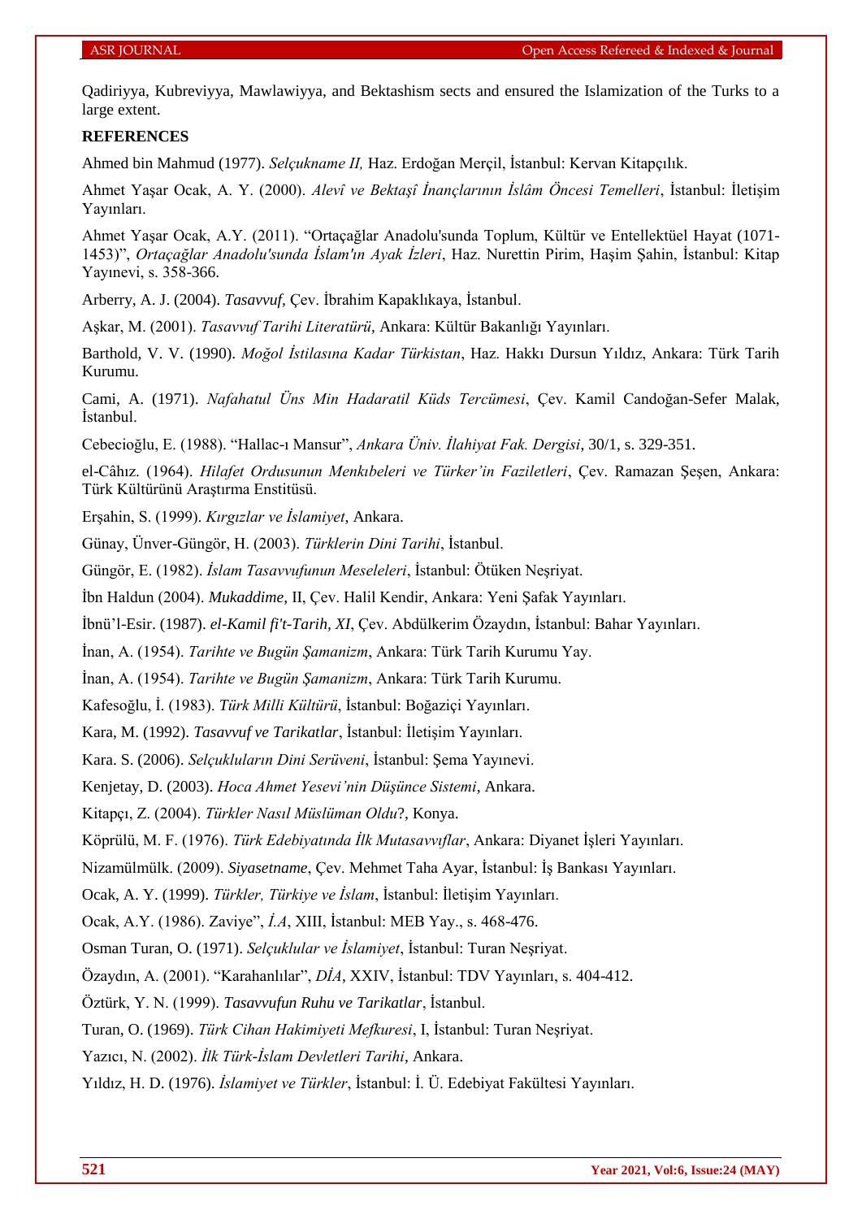Qadiriyya, Kubreviyya, Mawlawiyya, and Bektashism sects and ensured the Islamization of the Turks to a large extent.

**REFERENCES**

Ahmed bin Mahmud (1977). *Selçukname II,* Haz. Erdoğan Merçil, İstanbul: Kervan Kitapçılık.

Ahmet Yaşar Ocak, A. Y. (2000). *Alevî ve Bektaşî İnançlarının İslâm Öncesi Temelleri*, İstanbul: İletişim Yayınları.

Ahmet Yaşar Ocak, A.Y. (2011). "Ortaçağlar Anadolu'sunda Toplum, Kültür ve Entellektüel Hayat (1071-1453)", *Ortaçağlar Anadolu'sunda İslam'ın Ayak İzleri*, Haz. Nurettin Pirim, Haşim Şahin, İstanbul: Kitap Yayınevi, s. 358-366.

Arberry, A. J. (2004). *Tasavvuf,* Çev. İbrahim Kapaklıkaya, İstanbul.

Aşkar, M. (2001). *Tasavvuf Tarihi Literatürü*, Ankara: Kültür Bakanlığı Yayınları.

Barthold, V. V. (1990). *Moğol İstilasına Kadar Türkistan*, Haz. Hakkı Dursun Yıldız, Ankara: Türk Tarih Kurumu.

Cami, A. (1971). *Nafahatul Üns Min Hadaratil Küds Tercümesi*, Çev. Kamil Candoğan-Sefer Malak, İstanbul.

Cebecioğlu, E. (1988). "Hallac-ı Mansur", *Ankara Üniv. İlahiyat Fak. Dergisi*, 30/1, s. 329-351.

el-Câhız. (1964). *Hilafet Ordusunun Menkıbeleri ve Türker'in Faziletleri*, Çev. Ramazan Şeşen, Ankara: Türk Kültürünü Araştırma Enstitüsü.

Erşahin, S. (1999). *Kırgızlar ve İslamiyet*, Ankara.

Günay, Ünver-Güngör, H. (2003). *Türklerin Dini Tarihi*, İstanbul.

Güngör, E. (1982). *İslam Tasavvufunun Meseleleri*, İstanbul: Ötüken Neşriyat.

İbn Haldun (2004). *Mukaddime,* II, Çev. Halil Kendir, Ankara: Yeni Şafak Yayınları.

İbnü'l-Esir. (1987). *el-Kamil fi't-Tarih, XI*, Çev. Abdülkerim Özaydın, İstanbul: Bahar Yayınları.

İnan, A. (1954). *Tarihte ve Bugün Şamanizm*, Ankara: Türk Tarih Kurumu Yay.

İnan, A. (1954). *Tarihte ve Bugün Şamanizm*, Ankara: Türk Tarih Kurumu.

Kafesoğlu, İ. (1983). *Türk Milli Kültürü*, İstanbul: Boğaziçi Yayınları.

Kara, M. (1992). *Tasavvuf ve Tarikatlar*, İstanbul: İletişim Yayınları.

Kara. S. (2006). *Selçukluların Dini Serüveni*, İstanbul: Şema Yayınevi.

Kenjetay, D. (2003). *Hoca Ahmet Yesevi'nin Düşünce Sistemi*, Ankara.

Kitapçı, Z. (2004). *Türkler Nasıl Müslüman Oldu*?, Konya.

Köprülü, M. F. (1976). *Türk Edebiyatında İlk Mutasavvıflar*, Ankara: Diyanet İşleri Yayınları.

Nizamülmülk. (2009). *Siyasetname*, Çev. Mehmet Taha Ayar, İstanbul: İş Bankası Yayınları.

Ocak, A. Y. (1999). *Türkler, Türkiye ve İslam*, İstanbul: İletişim Yayınları.

Ocak, A.Y. (1986). Zaviye", *İ.A*, XIII, İstanbul: MEB Yay., s. 468-476.

Osman Turan, O. (1971). *Selçuklular ve İslamiyet*, İstanbul: Turan Neşriyat.

Özaydın, A. (2001). "Karahanlılar", *DİA*, XXIV, İstanbul: TDV Yayınları, s. 404-412.

Öztürk, Y. N. (1999). *Tasavvufun Ruhu ve Tarikatlar*, İstanbul.

Turan, O. (1969). *Türk Cihan Hakimiyeti Mefkuresi*, I, İstanbul: Turan Neşriyat.

Yazıcı, N. (2002). *İlk Türk-İslam Devletleri Tarihi*, Ankara.

Yıldız, H. D. (1976). *İslamiyet ve Türkler*, İstanbul: İ. Ü. Edebiyat Fakültesi Yayınları.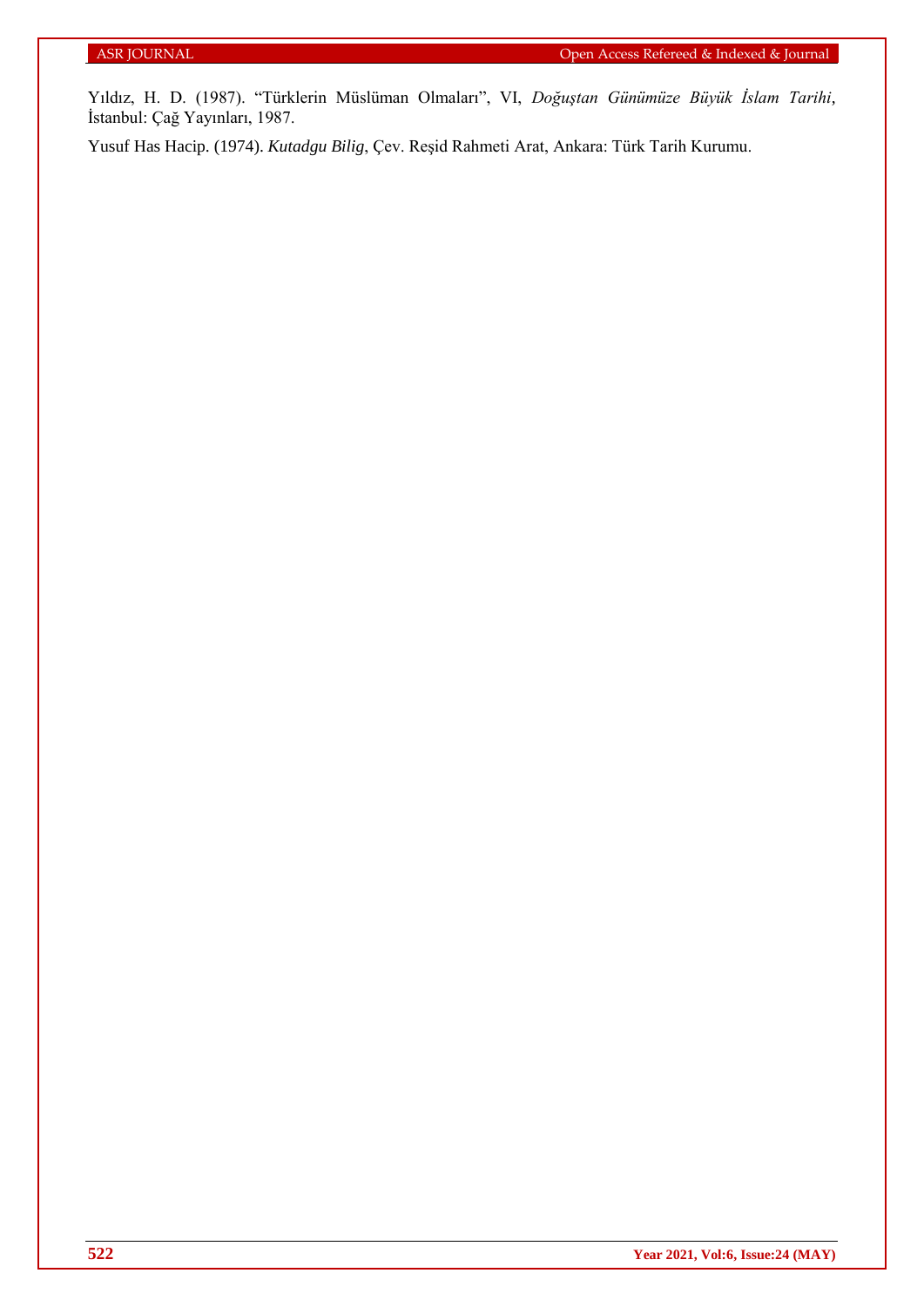Yıldız, H. D. (1987). "Türklerin Müslüman Olmaları", VI, *Doğuştan Günümüze Büyük İslam Tarihi*, İstanbul: Çağ Yayınları, 1987.

Yusuf Has Hacip. (1974). *Kutadgu Bilig*, Çev. Reşid Rahmeti Arat, Ankara: Türk Tarih Kurumu.